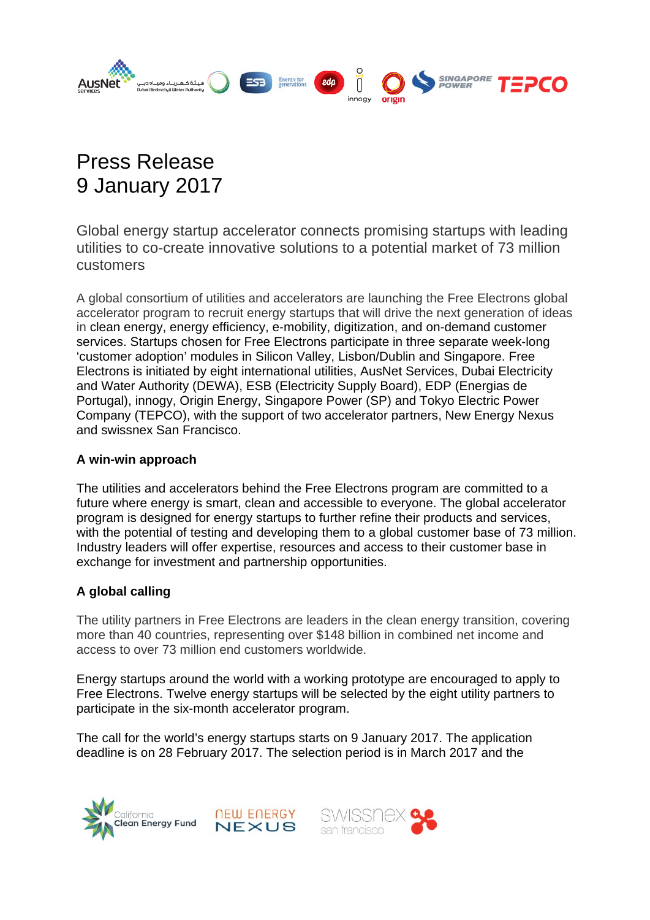# Press Release
# 9 January 2017

## Global energy startup accelerator connects promising startups with leading utilities to co-create innovative solutions to a potential market of 73 million customers

A global consortium of utilities and accelerators are launching the Free Electrons global accelerator program to recruit energy startups that will drive the next generation of ideas in clean energy, energy efficiency, e-mobility, digitization, and on-demand customer services. Startups chosen for Free Electrons participate in three separate week-long 'customer adoption' modules in Silicon Valley, Lisbon/Dublin and Singapore. Free Electrons is initiated by eight international utilities, AusNet Services, Dubai Electricity and Water Authority (DEWA), ESB (Electricity Supply Board), EDP (Energias de Portugal), innogy, Origin Energy, Singapore Power (SP) and Tokyo Electric Power Company (TEPCO), with the support of two accelerator partners, New Energy Nexus and swissnex San Francisco.

**A win-win approach**

The utilities and accelerators behind the Free Electrons program are committed to a future where energy is smart, clean and accessible to everyone. The global accelerator program is designed for energy startups to further refine their products and services, with the potential of testing and developing them to a global customer base of 73 million. Industry leaders will offer expertise, resources and access to their customer base in exchange for investment and partnership opportunities.

**A global calling**

The utility partners in Free Electrons are leaders in the clean energy transition, covering more than 40 countries, representing over $148 billion in combined net income and access to over 73 million end customers worldwide.

Energy startups around the world with a working prototype are encouraged to apply to Free Electrons. Twelve energy startups will be selected by the eight utility partners to participate in the six-month accelerator program.

The call for the world's energy startups starts on 9 January 2017. The application deadline is on 28 February 2017. The selection period is in March 2017 and the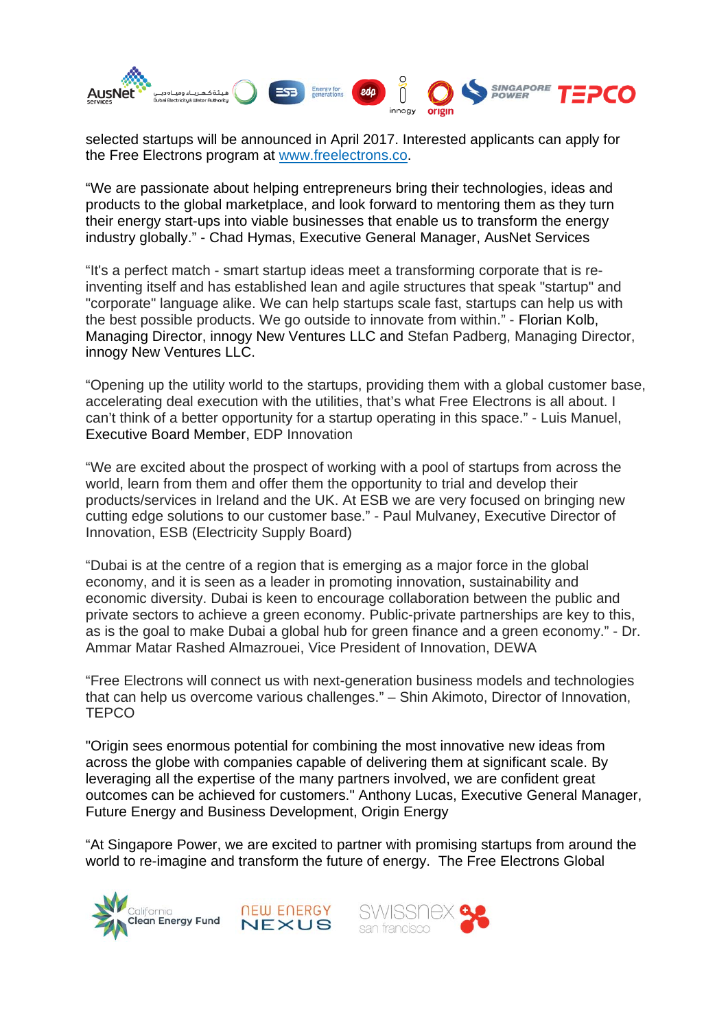selected startups will be announced in April 2017. Interested applicants can apply for the Free Electrons program at [www.freelectrons.co](http://www.freelectrons.co).

“We are passionate about helping entrepreneurs bring their technologies, ideas and products to the global marketplace, and look forward to mentoring them as they turn their energy start-ups into viable businesses that enable us to transform the energy industry globally.” - Chad Hymas, Executive General Manager, AusNet Services

“It's a perfect match - smart startup ideas meet a transforming corporate that is re-inventing itself and has established lean and agile structures that speak "startup" and "corporate" language alike. We can help startups scale fast, startups can help us with the best possible products. We go outside to innovate from within.” - Florian Kolb, Managing Director, innogy New Ventures LLC and Stefan Padberg, Managing Director, innogy New Ventures LLC.

“Opening up the utility world to the startups, providing them with a global customer base, accelerating deal execution with the utilities, that’s what Free Electrons is all about. I can’t think of a better opportunity for a startup operating in this space.” - Luis Manuel, Executive Board Member, EDP Innovation

“We are excited about the prospect of working with a pool of startups from across the world, learn from them and offer them the opportunity to trial and develop their products/services in Ireland and the UK. At ESB we are very focused on bringing new cutting edge solutions to our customer base.” - Paul Mulvaney, Executive Director of Innovation, ESB (Electricity Supply Board)

“Dubai is at the centre of a region that is emerging as a major force in the global economy, and it is seen as a leader in promoting innovation, sustainability and economic diversity. Dubai is keen to encourage collaboration between the public and private sectors to achieve a green economy. Public-private partnerships are key to this, as is the goal to make Dubai a global hub for green finance and a green economy.” - Dr. Ammar Matar Rashed Almazrouei, Vice President of Innovation, DEWA

“Free Electrons will connect us with next-generation business models and technologies that can help us overcome various challenges.” – Shin Akimoto, Director of Innovation, TEPCO

"Origin sees enormous potential for combining the most innovative new ideas from across the globe with companies capable of delivering them at significant scale. By leveraging all the expertise of the many partners involved, we are confident great outcomes can be achieved for customers." Anthony Lucas, Executive General Manager, Future Energy and Business Development, Origin Energy

“At Singapore Power, we are excited to partner with promising startups from around the world to re-imagine and transform the future of energy. The Free Electrons Global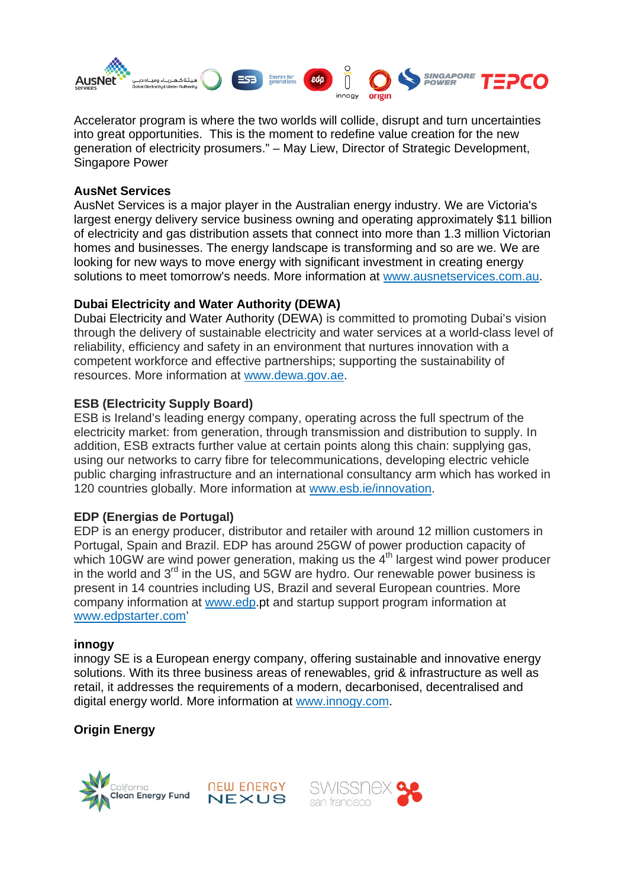Accelerator program is where the two worlds will collide, disrupt and turn uncertainties into great opportunities. This is the moment to redefine value creation for the new generation of electricity prosumers." – May Liew, Director of Strategic Development, Singapore Power

**AusNet Services**

AusNet Services is a major player in the Australian energy industry. We are Victoria's largest energy delivery service business owning and operating approximately $11 billion of electricity and gas distribution assets that connect into more than 1.3 million Victorian homes and businesses. The energy landscape is transforming and so are we. We are looking for new ways to move energy with significant investment in creating energy solutions to meet tomorrow's needs. More information at www.ausnetservices.com.au.

**Dubai Electricity and Water Authority (DEWA)**

Dubai Electricity and Water Authority (DEWA) is committed to promoting Dubai's vision through the delivery of sustainable electricity and water services at a world-class level of reliability, efficiency and safety in an environment that nurtures innovation with a competent workforce and effective partnerships; supporting the sustainability of resources. More information at www.dewa.gov.ae.

**ESB (Electricity Supply Board)**

ESB is Ireland's leading energy company, operating across the full spectrum of the electricity market: from generation, through transmission and distribution to supply. In addition, ESB extracts further value at certain points along this chain: supplying gas, using our networks to carry fibre for telecommunications, developing electric vehicle public charging infrastructure and an international consultancy arm which has worked in 120 countries globally. More information at www.esb.ie/innovation.

**EDP (Energias de Portugal)**

EDP is an energy producer, distributor and retailer with around 12 million customers in Portugal, Spain and Brazil. EDP has around 25GW of power production capacity of which 10GW are wind power generation, making us the 4th largest wind power producer in the world and 3rd in the US, and 5GW are hydro. Our renewable power business is present in 14 countries including US, Brazil and several European countries. More company information at www.edp.pt and startup support program information at www.edpstarter.com'

**innogy**

innogy SE is a European energy company, offering sustainable and innovative energy solutions. With its three business areas of renewables, grid & infrastructure as well as retail, it addresses the requirements of a modern, decarbonised, decentralised and digital energy world. More information at www.innogy.com.

**Origin Energy**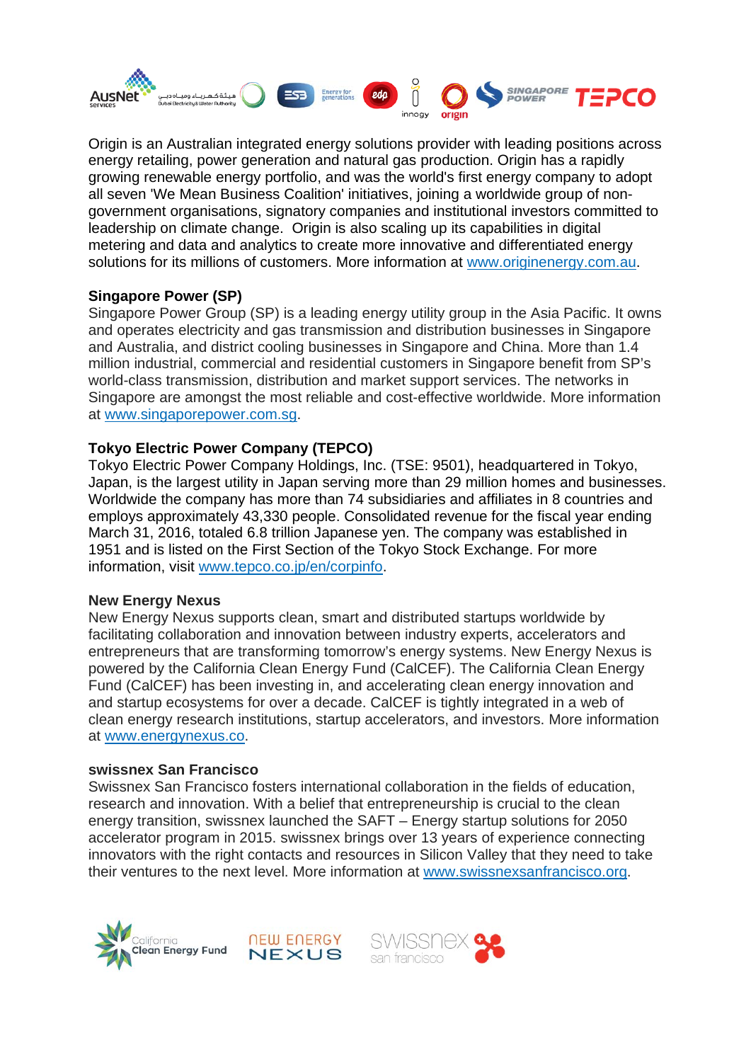Origin is an Australian integrated energy solutions provider with leading positions across energy retailing, power generation and natural gas production. Origin has a rapidly growing renewable energy portfolio, and was the world's first energy company to adopt all seven 'We Mean Business Coalition' initiatives, joining a worldwide group of non-government organisations, signatory companies and institutional investors committed to leadership on climate change. Origin is also scaling up its capabilities in digital metering and data and analytics to create more innovative and differentiated energy solutions for its millions of customers. More information at www.originenergy.com.au.

**Singapore Power (SP)**

Singapore Power Group (SP) is a leading energy utility group in the Asia Pacific. It owns and operates electricity and gas transmission and distribution businesses in Singapore and Australia, and district cooling businesses in Singapore and China. More than 1.4 million industrial, commercial and residential customers in Singapore benefit from SP's world-class transmission, distribution and market support services. The networks in Singapore are amongst the most reliable and cost-effective worldwide. More information at www.singaporepower.com.sg.

**Tokyo Electric Power Company (TEPCO)**

Tokyo Electric Power Company Holdings, Inc. (TSE: 9501), headquartered in Tokyo, Japan, is the largest utility in Japan serving more than 29 million homes and businesses. Worldwide the company has more than 74 subsidiaries and affiliates in 8 countries and employs approximately 43,330 people. Consolidated revenue for the fiscal year ending March 31, 2016, totaled 6.8 trillion Japanese yen. The company was established in 1951 and is listed on the First Section of the Tokyo Stock Exchange. For more information, visit www.tepco.co.jp/en/corpinfo.

**New Energy Nexus**

New Energy Nexus supports clean, smart and distributed startups worldwide by facilitating collaboration and innovation between industry experts, accelerators and entrepreneurs that are transforming tomorrow's energy systems. New Energy Nexus is powered by the California Clean Energy Fund (CalCEF). The California Clean Energy Fund (CalCEF) has been investing in, and accelerating clean energy innovation and and startup ecosystems for over a decade. CalCEF is tightly integrated in a web of clean energy research institutions, startup accelerators, and investors. More information at www.energynexus.co.

**swissnex San Francisco**

Swissnex San Francisco fosters international collaboration in the fields of education, research and innovation. With a belief that entrepreneurship is crucial to the clean energy transition, swissnex launched the SAFT – Energy startup solutions for 2050 accelerator program in 2015. swissnex brings over 13 years of experience connecting innovators with the right contacts and resources in Silicon Valley that they need to take their ventures to the next level. More information at www.swissnexsanfrancisco.org.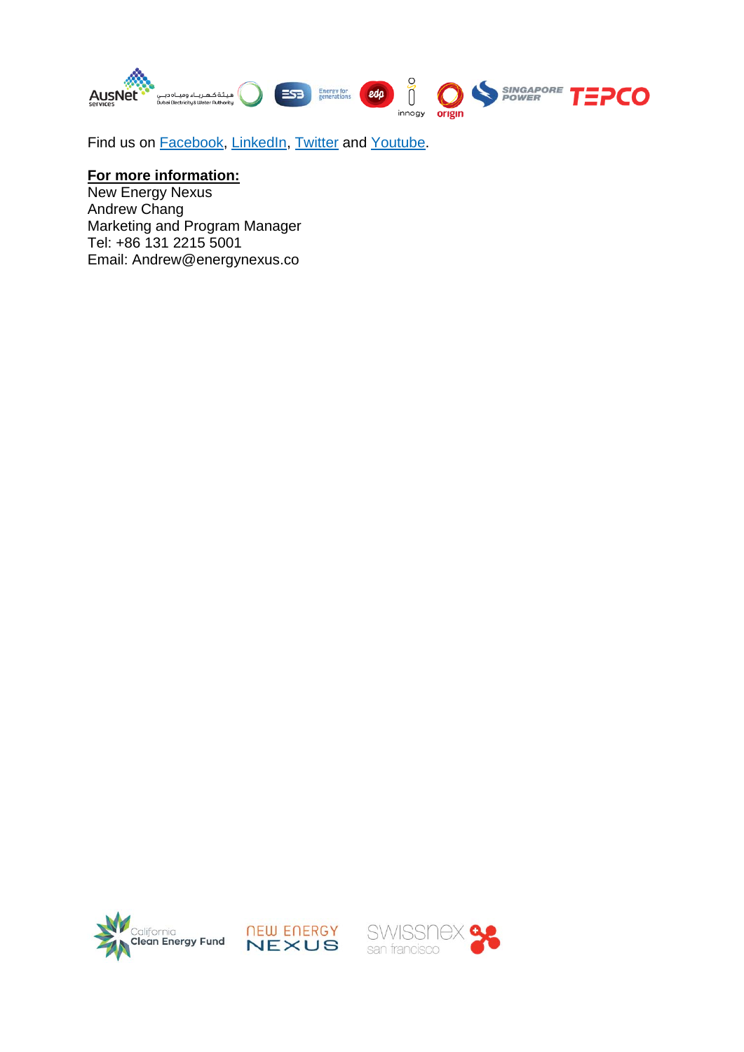Find us on [Facebook](), [LinkedIn](), [Twitter]() and [Youtube]().

**For more information:**

New Energy Nexus
Andrew Chang
Marketing and Program Manager
Tel: +86 131 2215 5001
Email: Andrew@energynexus.co